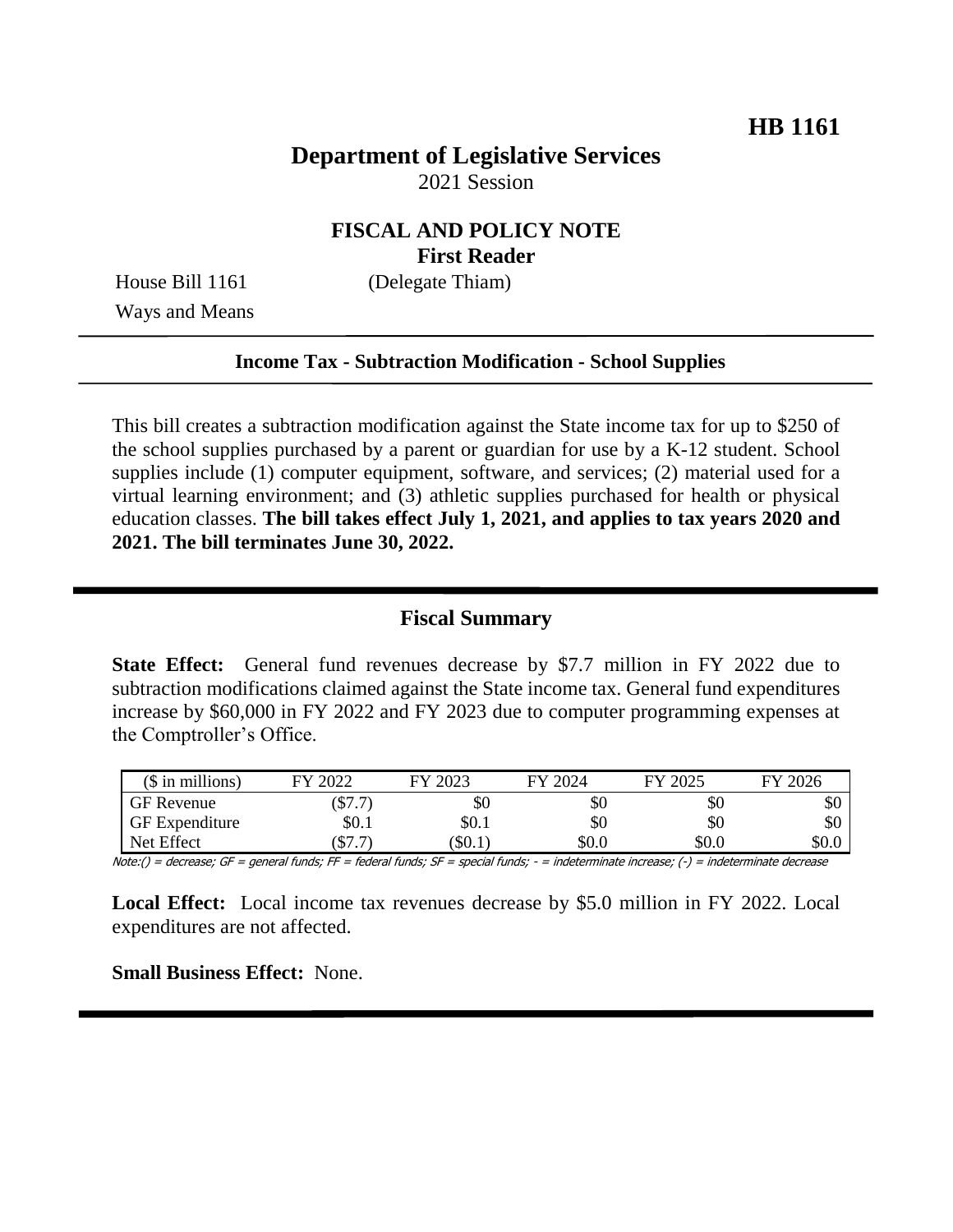**HB 1161**

# Department of Legislative Services

2021 Session

## FISCAL AND POLICY NOTE
**First Reader**

House Bill 1161 (Delegate Thiam)
Ways and Means

**Income Tax - Subtraction Modification - School Supplies**

This bill creates a subtraction modification against the State income tax for up to $250 of the school supplies purchased by a parent or guardian for use by a K-12 student. School supplies include (1) computer equipment, software, and services; (2) material used for a virtual learning environment; and (3) athletic supplies purchased for health or physical education classes. **The bill takes effect July 1, 2021, and applies to tax years 2020 and 2021. The bill terminates June 30, 2022.**

## Fiscal Summary

**State Effect:** General fund revenues decrease by $7.7 million in FY 2022 due to subtraction modifications claimed against the State income tax. General fund expenditures increase by $60,000 in FY 2022 and FY 2023 due to computer programming expenses at the Comptroller's Office.

| ($ in millions) | FY 2022 | FY 2023 | FY 2024 | FY 2025 | FY 2026 |
|---|---|---|---|---|---|
| GF Revenue | ($7.7) | $0 | $0 | $0 | $0 |
| GF Expenditure | $0.1 | $0.1 | $0 | $0 | $0 |
| Net Effect | ($7.7) | ($0.1) | $0.0 | $0.0 | $0.0 |

Note:() = decrease; GF = general funds; FF = federal funds; SF = special funds; - = indeterminate increase; (-) = indeterminate decrease

**Local Effect:** Local income tax revenues decrease by $5.0 million in FY 2022. Local expenditures are not affected.

**Small Business Effect:** None.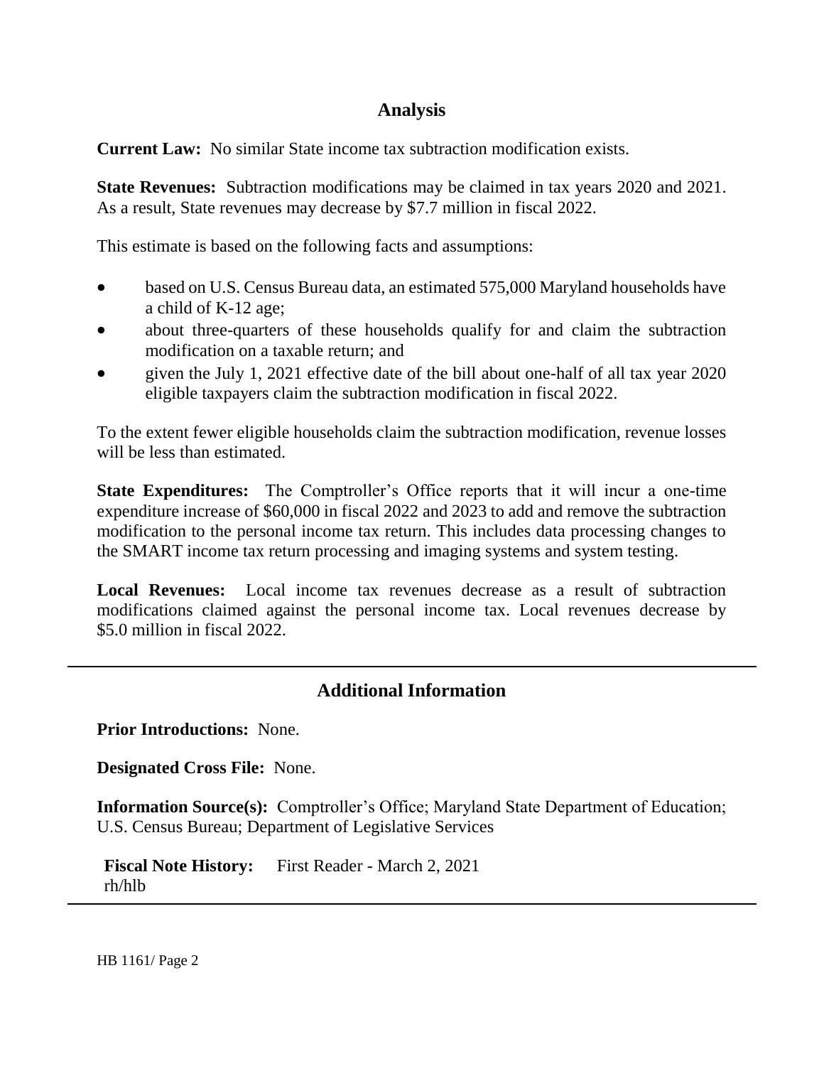## Analysis

**Current Law:** No similar State income tax subtraction modification exists.

**State Revenues:** Subtraction modifications may be claimed in tax years 2020 and 2021. As a result, State revenues may decrease by $7.7 million in fiscal 2022.

This estimate is based on the following facts and assumptions:

- based on U.S. Census Bureau data, an estimated 575,000 Maryland households have a child of K-12 age;
- about three-quarters of these households qualify for and claim the subtraction modification on a taxable return; and
- given the July 1, 2021 effective date of the bill about one-half of all tax year 2020 eligible taxpayers claim the subtraction modification in fiscal 2022.

To the extent fewer eligible households claim the subtraction modification, revenue losses will be less than estimated.

**State Expenditures:** The Comptroller's Office reports that it will incur a one-time expenditure increase of $60,000 in fiscal 2022 and 2023 to add and remove the subtraction modification to the personal income tax return. This includes data processing changes to the SMART income tax return processing and imaging systems and system testing.

**Local Revenues:** Local income tax revenues decrease as a result of subtraction modifications claimed against the personal income tax. Local revenues decrease by $5.0 million in fiscal 2022.

## Additional Information

**Prior Introductions:** None.

**Designated Cross File:** None.

**Information Source(s):** Comptroller's Office; Maryland State Department of Education; U.S. Census Bureau; Department of Legislative Services

**Fiscal Note History:** First Reader - March 2, 2021
rh/hlb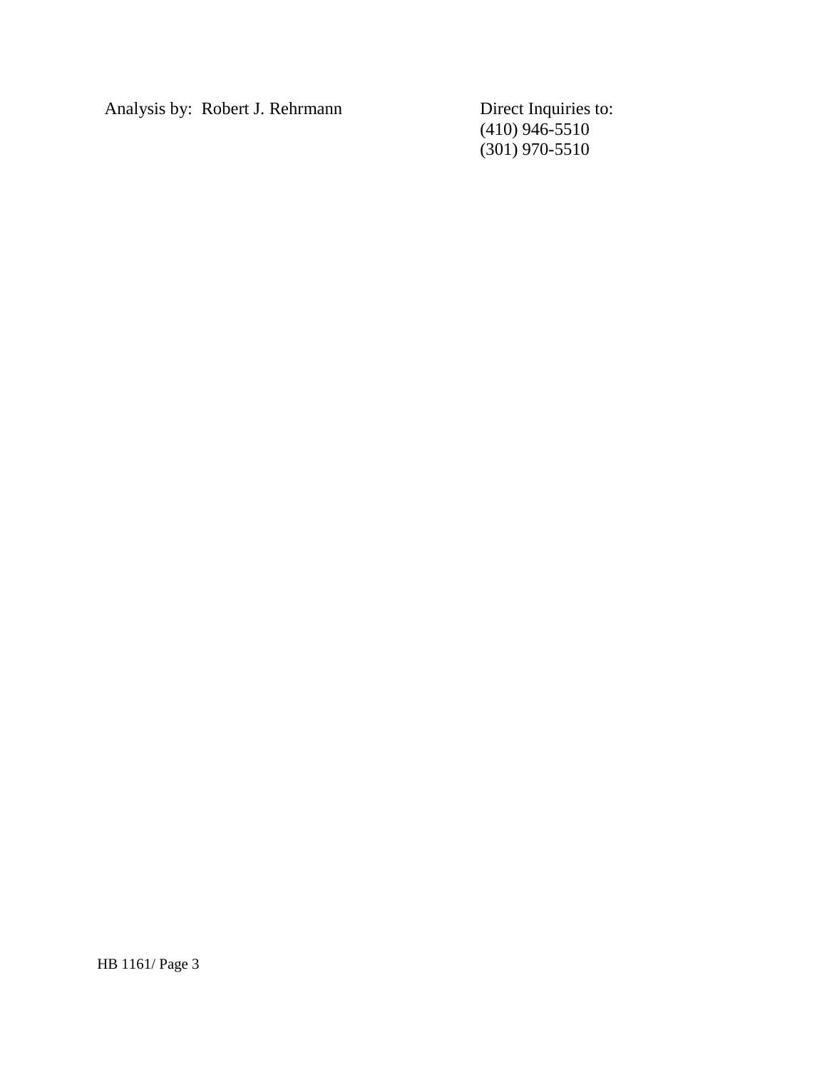Analysis by: Robert J. Rehrmann

Direct Inquiries to:
(410) 946-5510
(301) 970-5510